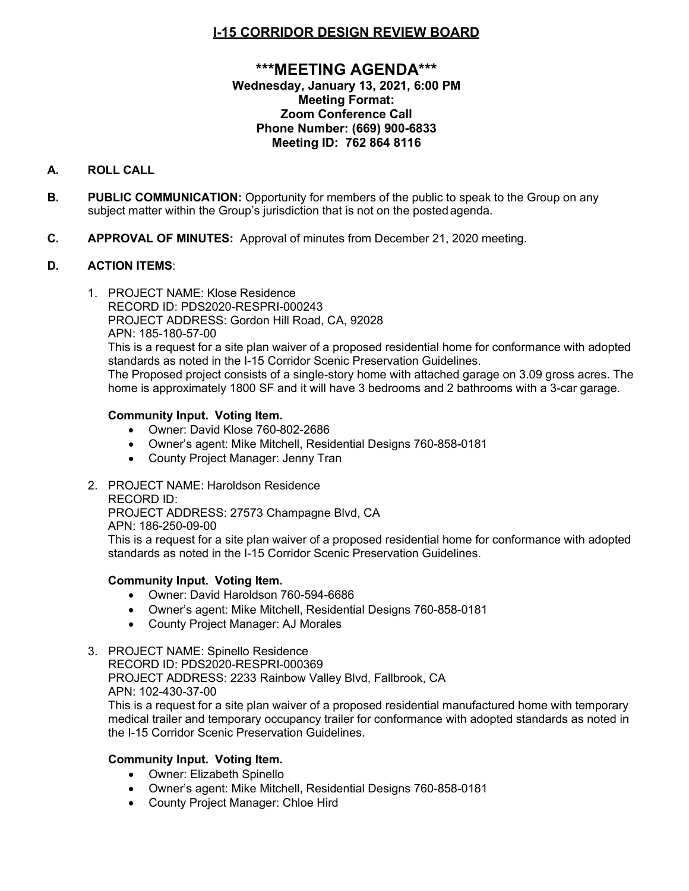# I-15 CORRIDOR DESIGN REVIEW BOARD

## \*\*\*MEETING AGENDA\*\*\*

**Wednesday, January 13, 2021, 6:00 PM**
**Meeting Format:**
**Zoom Conference Call**
**Phone Number: (669) 900-6833**
**Meeting ID: 762 864 8116**

**A. ROLL CALL**

**B. PUBLIC COMMUNICATION:** Opportunity for members of the public to speak to the Group on any subject matter within the Group's jurisdiction that is not on the posted agenda.

**C. APPROVAL OF MINUTES:** Approval of minutes from December 21, 2020 meeting.

**D. ACTION ITEMS**:

1. PROJECT NAME: Klose Residence
   RECORD ID: PDS2020-RESPRI-000243
   PROJECT ADDRESS: Gordon Hill Road, CA, 92028
   APN: 185-180-57-00
   This is a request for a site plan waiver of a proposed residential home for conformance with adopted standards as noted in the I-15 Corridor Scenic Preservation Guidelines.
   The Proposed project consists of a single-story home with attached garage on 3.09 gross acres. The home is approximately 1800 SF and it will have 3 bedrooms and 2 bathrooms with a 3-car garage.

   **Community Input. Voting Item.**
   - Owner: David Klose 760-802-2686
   - Owner's agent: Mike Mitchell, Residential Designs 760-858-0181
   - County Project Manager: Jenny Tran

2. PROJECT NAME: Haroldson Residence
   RECORD ID:
   PROJECT ADDRESS: 27573 Champagne Blvd, CA
   APN: 186-250-09-00
   This is a request for a site plan waiver of a proposed residential home for conformance with adopted standards as noted in the I-15 Corridor Scenic Preservation Guidelines.

   **Community Input. Voting Item.**
   - Owner: David Haroldson 760-594-6686
   - Owner's agent: Mike Mitchell, Residential Designs 760-858-0181
   - County Project Manager: AJ Morales

3. PROJECT NAME: Spinello Residence
   RECORD ID: PDS2020-RESPRI-000369
   PROJECT ADDRESS: 2233 Rainbow Valley Blvd, Fallbrook, CA
   APN: 102-430-37-00
   This is a request for a site plan waiver of a proposed residential manufactured home with temporary medical trailer and temporary occupancy trailer for conformance with adopted standards as noted in the I-15 Corridor Scenic Preservation Guidelines.

   **Community Input. Voting Item.**
   - Owner: Elizabeth Spinello
   - Owner's agent: Mike Mitchell, Residential Designs 760-858-0181
   - County Project Manager: Chloe Hird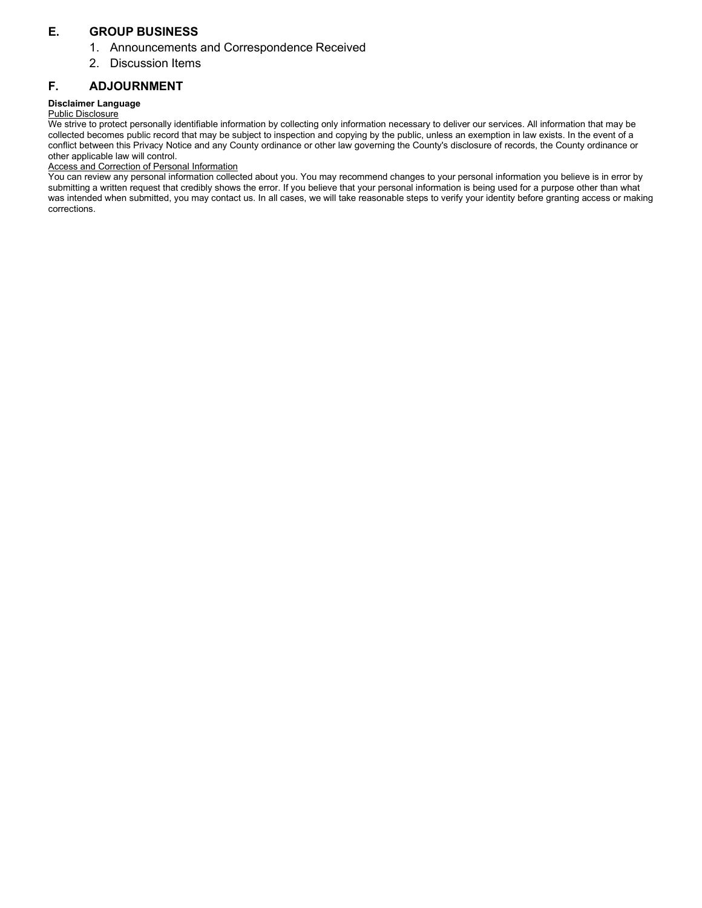## E. GROUP BUSINESS

1. Announcements and Correspondence Received
2. Discussion Items

## F. ADJOURNMENT

**Disclaimer Language**

Public Disclosure

We strive to protect personally identifiable information by collecting only information necessary to deliver our services. All information that may be collected becomes public record that may be subject to inspection and copying by the public, unless an exemption in law exists. In the event of a conflict between this Privacy Notice and any County ordinance or other law governing the County's disclosure of records, the County ordinance or other applicable law will control.

Access and Correction of Personal Information

You can review any personal information collected about you. You may recommend changes to your personal information you believe is in error by submitting a written request that credibly shows the error. If you believe that your personal information is being used for a purpose other than what was intended when submitted, you may contact us. In all cases, we will take reasonable steps to verify your identity before granting access or making corrections.